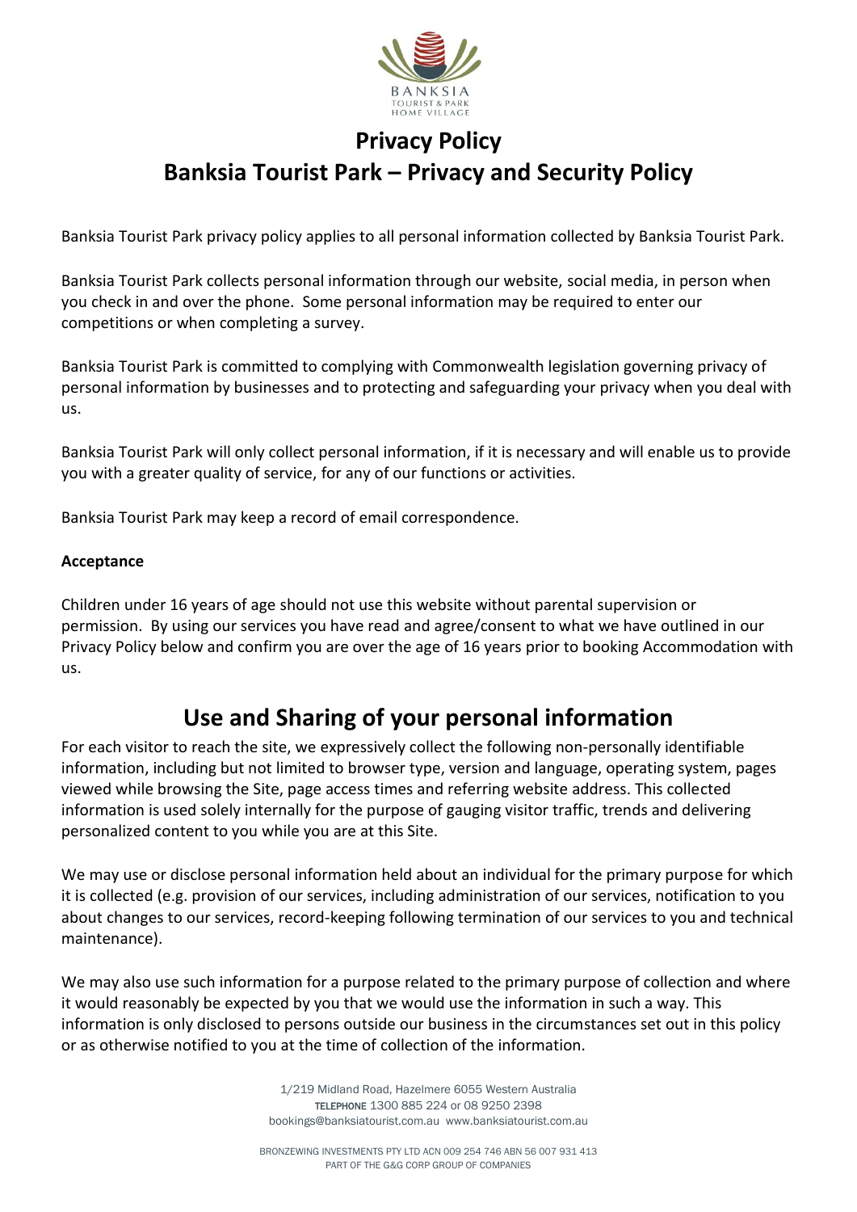# Privacy Policy

# Banksia Tourist Park – Privacy and Security Policy

Banksia Tourist Park privacy policy applies to all personal information collected by Banksia Tourist Park.

Banksia Tourist Park collects personal information through our website, social media, in person when you check in and over the phone. Some personal information may be required to enter our competitions or when completing a survey.

Banksia Tourist Park is committed to complying with Commonwealth legislation governing privacy of personal information by businesses and to protecting and safeguarding your privacy when you deal with us.

Banksia Tourist Park will only collect personal information, if it is necessary and will enable us to provide you with a greater quality of service, for any of our functions or activities.

Banksia Tourist Park may keep a record of email correspondence.

**Acceptance**

Children under 16 years of age should not use this website without parental supervision or permission. By using our services you have read and agree/consent to what we have outlined in our Privacy Policy below and confirm you are over the age of 16 years prior to booking Accommodation with us.

## Use and Sharing of your personal information

For each visitor to reach the site, we expressively collect the following non-personally identifiable information, including but not limited to browser type, version and language, operating system, pages viewed while browsing the Site, page access times and referring website address. This collected information is used solely internally for the purpose of gauging visitor traffic, trends and delivering personalized content to you while you are at this Site.

We may use or disclose personal information held about an individual for the primary purpose for which it is collected (e.g. provision of our services, including administration of our services, notification to you about changes to our services, record-keeping following termination of our services to you and technical maintenance).

We may also use such information for a purpose related to the primary purpose of collection and where it would reasonably be expected by you that we would use the information in such a way. This information is only disclosed to persons outside our business in the circumstances set out in this policy or as otherwise notified to you at the time of collection of the information.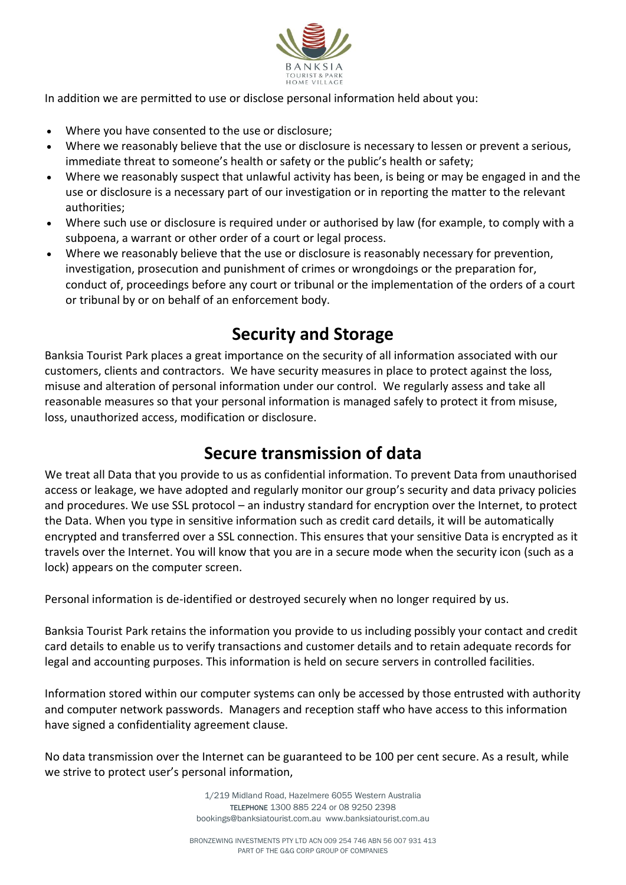In addition we are permitted to use or disclose personal information held about you:

- Where you have consented to the use or disclosure;
- Where we reasonably believe that the use or disclosure is necessary to lessen or prevent a serious, immediate threat to someone's health or safety or the public's health or safety;
- Where we reasonably suspect that unlawful activity has been, is being or may be engaged in and the use or disclosure is a necessary part of our investigation or in reporting the matter to the relevant authorities;
- Where such use or disclosure is required under or authorised by law (for example, to comply with a subpoena, a warrant or other order of a court or legal process.
- Where we reasonably believe that the use or disclosure is reasonably necessary for prevention, investigation, prosecution and punishment of crimes or wrongdoings or the preparation for, conduct of, proceedings before any court or tribunal or the implementation of the orders of a court or tribunal by or on behalf of an enforcement body.

## Security and Storage

Banksia Tourist Park places a great importance on the security of all information associated with our customers, clients and contractors. We have security measures in place to protect against the loss, misuse and alteration of personal information under our control. We regularly assess and take all reasonable measures so that your personal information is managed safely to protect it from misuse, loss, unauthorized access, modification or disclosure.

## Secure transmission of data

We treat all Data that you provide to us as confidential information. To prevent Data from unauthorised access or leakage, we have adopted and regularly monitor our group's security and data privacy policies and procedures. We use SSL protocol – an industry standard for encryption over the Internet, to protect the Data. When you type in sensitive information such as credit card details, it will be automatically encrypted and transferred over a SSL connection. This ensures that your sensitive Data is encrypted as it travels over the Internet. You will know that you are in a secure mode when the security icon (such as a lock) appears on the computer screen.

Personal information is de-identified or destroyed securely when no longer required by us.

Banksia Tourist Park retains the information you provide to us including possibly your contact and credit card details to enable us to verify transactions and customer details and to retain adequate records for legal and accounting purposes. This information is held on secure servers in controlled facilities.

Information stored within our computer systems can only be accessed by those entrusted with authority and computer network passwords. Managers and reception staff who have access to this information have signed a confidentiality agreement clause.

No data transmission over the Internet can be guaranteed to be 100 per cent secure. As a result, while we strive to protect user's personal information,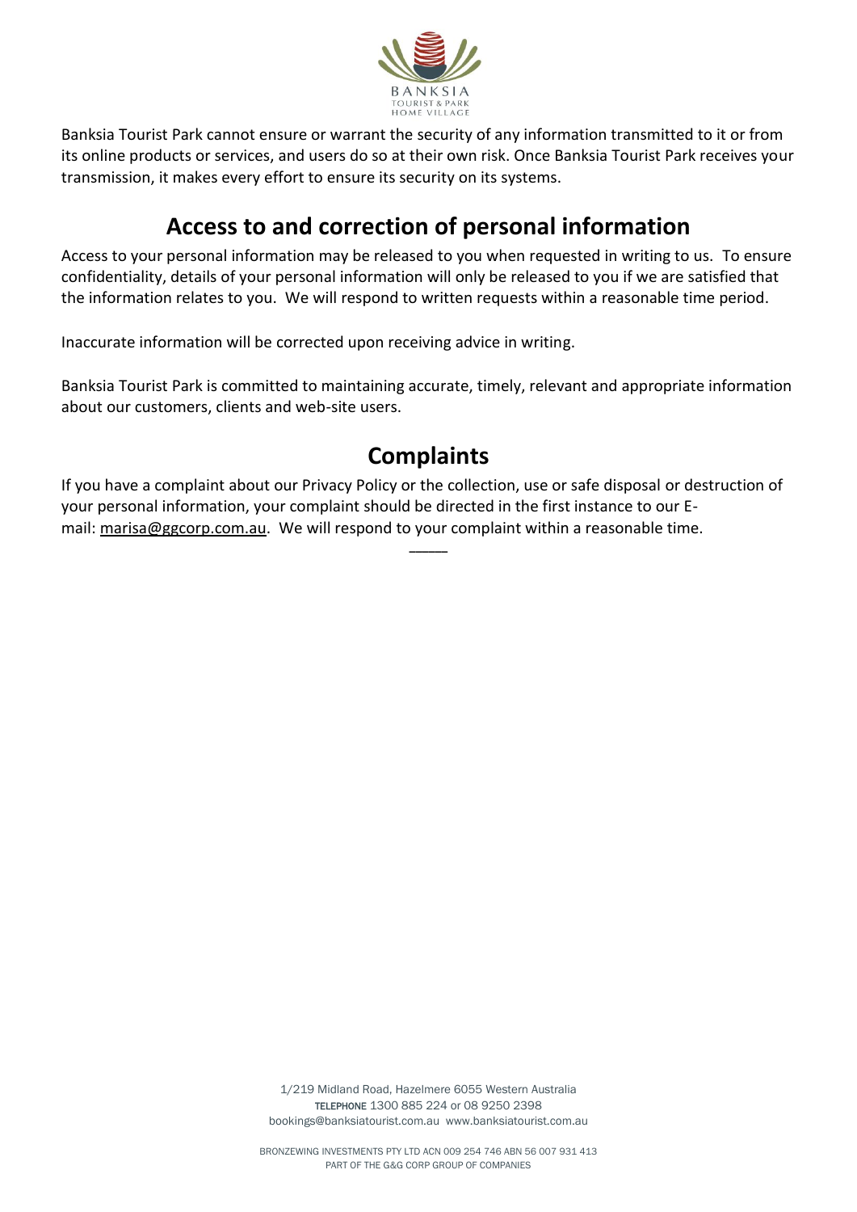Banksia Tourist Park cannot ensure or warrant the security of any information transmitted to it or from its online products or services, and users do so at their own risk. Once Banksia Tourist Park receives your transmission, it makes every effort to ensure its security on its systems.

## Access to and correction of personal information

Access to your personal information may be released to you when requested in writing to us. To ensure confidentiality, details of your personal information will only be released to you if we are satisfied that the information relates to you. We will respond to written requests within a reasonable time period.

Inaccurate information will be corrected upon receiving advice in writing.

Banksia Tourist Park is committed to maintaining accurate, timely, relevant and appropriate information about our customers, clients and web-site users.

## Complaints

If you have a complaint about our Privacy Policy or the collection, use or safe disposal or destruction of your personal information, your complaint should be directed in the first instance to our E-mail: marisa@ggcorp.com.au. We will respond to your complaint within a reasonable time.

\_\_\_\_

1/219 Midland Road, Hazelmere 6055 Western Australia
TELEPHONE 1300 885 224 or 08 9250 2398
bookings@banksiatourist.com.au www.banksiatourist.com.au

BRONZEWING INVESTMENTS PTY LTD ACN 009 254 746 ABN 56 007 931 413
PART OF THE G&G CORP GROUP OF COMPANIES